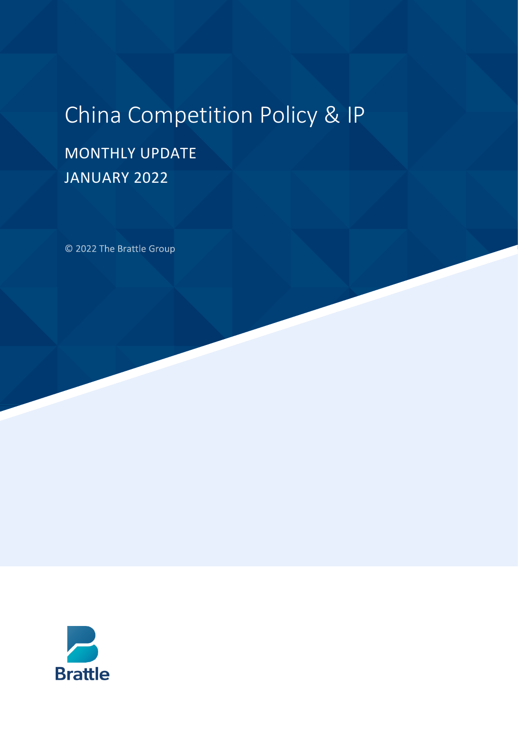# China Competition Policy & IP

## MONTHLY UPDATE

## JANUARY 2022

© 2022 The Brattle Group

Brattle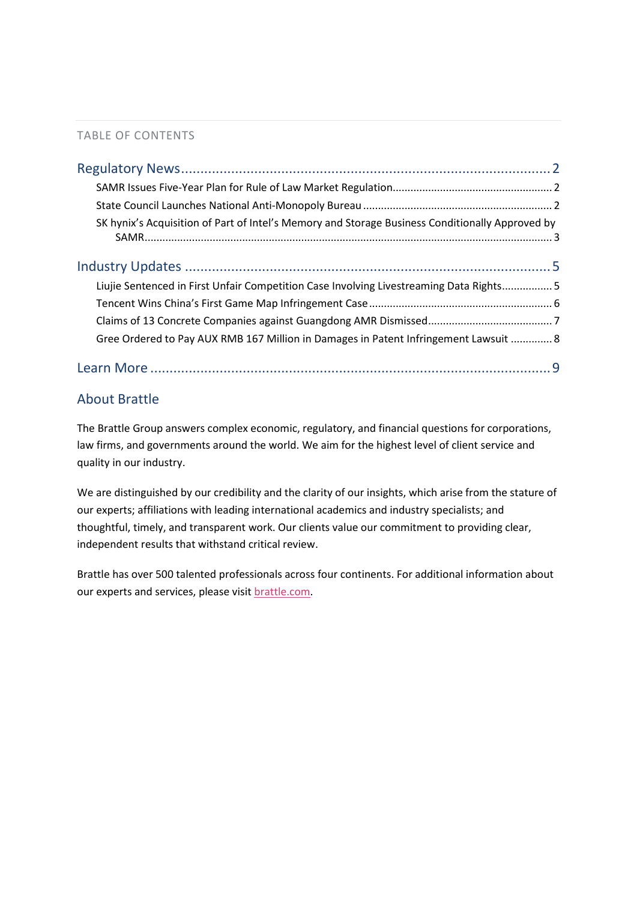TABLE OF CONTENTS

Regulatory News .......... 2

- SAMR Issues Five-Year Plan for Rule of Law Market Regulation .......... 2
- State Council Launches National Anti-Monopoly Bureau .......... 2
- SK hynix's Acquisition of Part of Intel's Memory and Storage Business Conditionally Approved by SAMR .......... 3

Industry Updates .......... 5

- Liujie Sentenced in First Unfair Competition Case Involving Livestreaming Data Rights .......... 5
- Tencent Wins China's First Game Map Infringement Case .......... 6
- Claims of 13 Concrete Companies against Guangdong AMR Dismissed .......... 7
- Gree Ordered to Pay AUX RMB 167 Million in Damages in Patent Infringement Lawsuit .......... 8

Learn More .......... 9

## About Brattle

The Brattle Group answers complex economic, regulatory, and financial questions for corporations, law firms, and governments around the world. We aim for the highest level of client service and quality in our industry.

We are distinguished by our credibility and the clarity of our insights, which arise from the stature of our experts; affiliations with leading international academics and industry specialists; and thoughtful, timely, and transparent work. Our clients value our commitment to providing clear, independent results that withstand critical review.

Brattle has over 500 talented professionals across four continents. For additional information about our experts and services, please visit brattle.com.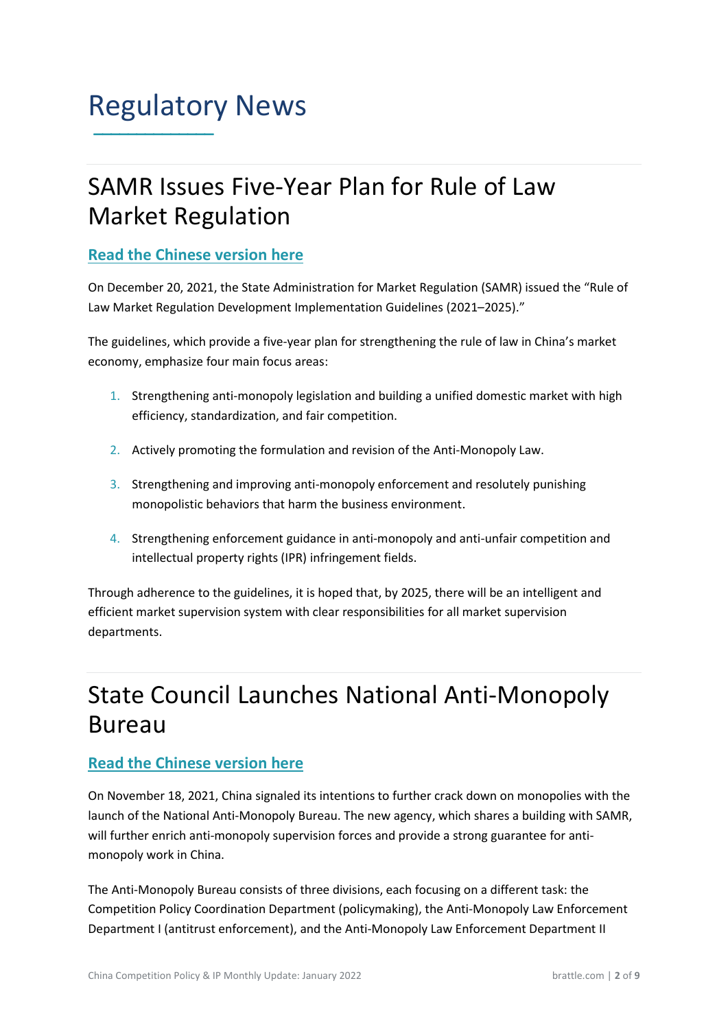# Regulatory News

## SAMR Issues Five-Year Plan for Rule of Law Market Regulation

**Read the Chinese version here**

On December 20, 2021, the State Administration for Market Regulation (SAMR) issued the "Rule of Law Market Regulation Development Implementation Guidelines (2021–2025)."

The guidelines, which provide a five-year plan for strengthening the rule of law in China's market economy, emphasize four main focus areas:

1. Strengthening anti-monopoly legislation and building a unified domestic market with high efficiency, standardization, and fair competition.
2. Actively promoting the formulation and revision of the Anti-Monopoly Law.
3. Strengthening and improving anti-monopoly enforcement and resolutely punishing monopolistic behaviors that harm the business environment.
4. Strengthening enforcement guidance in anti-monopoly and anti-unfair competition and intellectual property rights (IPR) infringement fields.

Through adherence to the guidelines, it is hoped that, by 2025, there will be an intelligent and efficient market supervision system with clear responsibilities for all market supervision departments.

## State Council Launches National Anti-Monopoly Bureau

**Read the Chinese version here**

On November 18, 2021, China signaled its intentions to further crack down on monopolies with the launch of the National Anti-Monopoly Bureau. The new agency, which shares a building with SAMR, will further enrich anti-monopoly supervision forces and provide a strong guarantee for anti-monopoly work in China.

The Anti-Monopoly Bureau consists of three divisions, each focusing on a different task: the Competition Policy Coordination Department (policymaking), the Anti-Monopoly Law Enforcement Department I (antitrust enforcement), and the Anti-Monopoly Law Enforcement Department II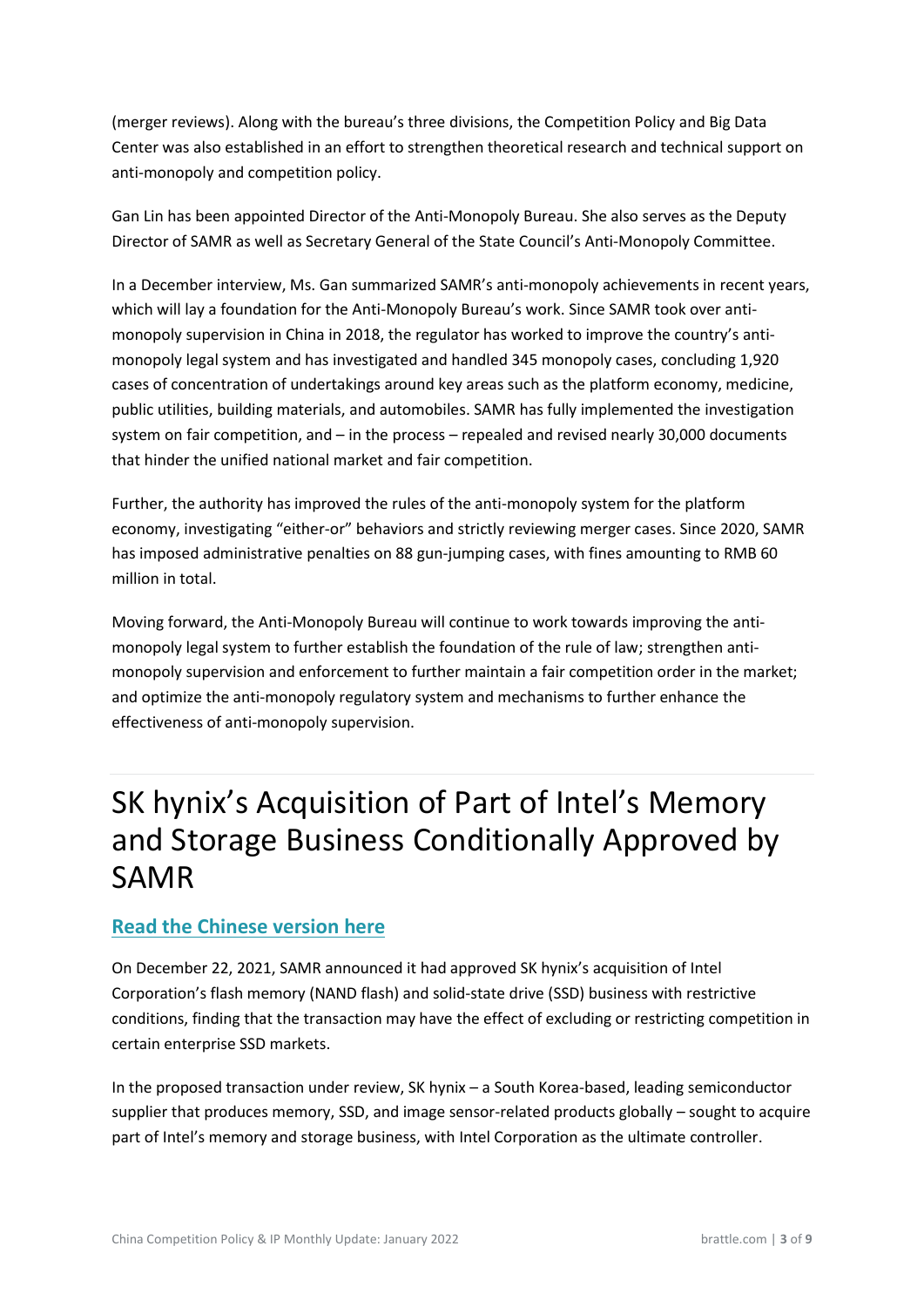(merger reviews). Along with the bureau's three divisions, the Competition Policy and Big Data Center was also established in an effort to strengthen theoretical research and technical support on anti-monopoly and competition policy.

Gan Lin has been appointed Director of the Anti-Monopoly Bureau. She also serves as the Deputy Director of SAMR as well as Secretary General of the State Council's Anti-Monopoly Committee.

In a December interview, Ms. Gan summarized SAMR's anti-monopoly achievements in recent years, which will lay a foundation for the Anti-Monopoly Bureau's work. Since SAMR took over anti-monopoly supervision in China in 2018, the regulator has worked to improve the country's anti-monopoly legal system and has investigated and handled 345 monopoly cases, concluding 1,920 cases of concentration of undertakings around key areas such as the platform economy, medicine, public utilities, building materials, and automobiles. SAMR has fully implemented the investigation system on fair competition, and – in the process – repealed and revised nearly 30,000 documents that hinder the unified national market and fair competition.

Further, the authority has improved the rules of the anti-monopoly system for the platform economy, investigating "either-or" behaviors and strictly reviewing merger cases. Since 2020, SAMR has imposed administrative penalties on 88 gun-jumping cases, with fines amounting to RMB 60 million in total.

Moving forward, the Anti-Monopoly Bureau will continue to work towards improving the anti-monopoly legal system to further establish the foundation of the rule of law; strengthen anti-monopoly supervision and enforcement to further maintain a fair competition order in the market; and optimize the anti-monopoly regulatory system and mechanisms to further enhance the effectiveness of anti-monopoly supervision.

# SK hynix's Acquisition of Part of Intel's Memory and Storage Business Conditionally Approved by SAMR

**Read the Chinese version here**

On December 22, 2021, SAMR announced it had approved SK hynix's acquisition of Intel Corporation's flash memory (NAND flash) and solid-state drive (SSD) business with restrictive conditions, finding that the transaction may have the effect of excluding or restricting competition in certain enterprise SSD markets.

In the proposed transaction under review, SK hynix – a South Korea-based, leading semiconductor supplier that produces memory, SSD, and image sensor-related products globally – sought to acquire part of Intel's memory and storage business, with Intel Corporation as the ultimate controller.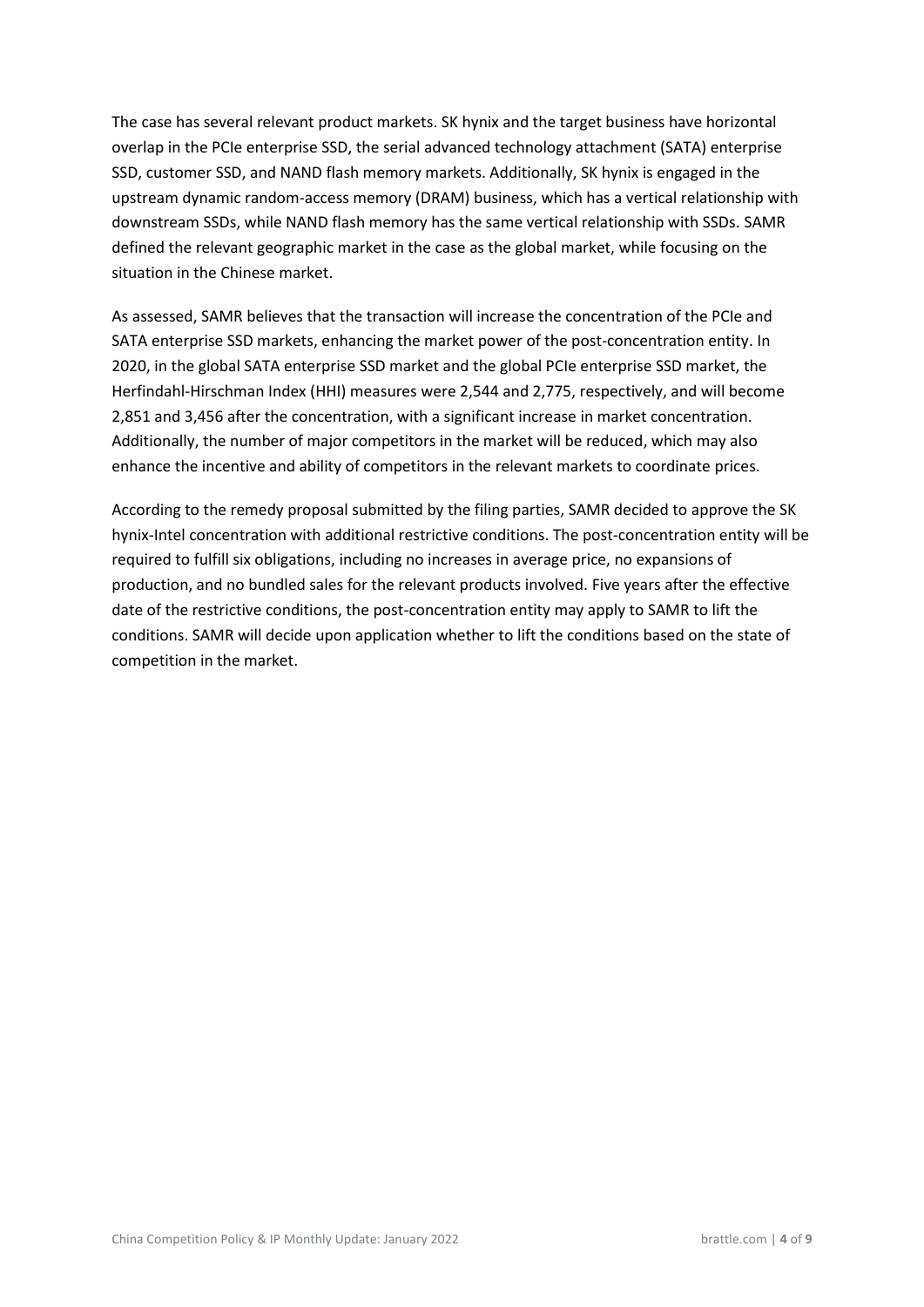The case has several relevant product markets. SK hynix and the target business have horizontal overlap in the PCIe enterprise SSD, the serial advanced technology attachment (SATA) enterprise SSD, customer SSD, and NAND flash memory markets. Additionally, SK hynix is engaged in the upstream dynamic random-access memory (DRAM) business, which has a vertical relationship with downstream SSDs, while NAND flash memory has the same vertical relationship with SSDs. SAMR defined the relevant geographic market in the case as the global market, while focusing on the situation in the Chinese market.

As assessed, SAMR believes that the transaction will increase the concentration of the PCIe and SATA enterprise SSD markets, enhancing the market power of the post-concentration entity. In 2020, in the global SATA enterprise SSD market and the global PCIe enterprise SSD market, the Herfindahl-Hirschman Index (HHI) measures were 2,544 and 2,775, respectively, and will become 2,851 and 3,456 after the concentration, with a significant increase in market concentration. Additionally, the number of major competitors in the market will be reduced, which may also enhance the incentive and ability of competitors in the relevant markets to coordinate prices.

According to the remedy proposal submitted by the filing parties, SAMR decided to approve the SK hynix-Intel concentration with additional restrictive conditions. The post-concentration entity will be required to fulfill six obligations, including no increases in average price, no expansions of production, and no bundled sales for the relevant products involved. Five years after the effective date of the restrictive conditions, the post-concentration entity may apply to SAMR to lift the conditions. SAMR will decide upon application whether to lift the conditions based on the state of competition in the market.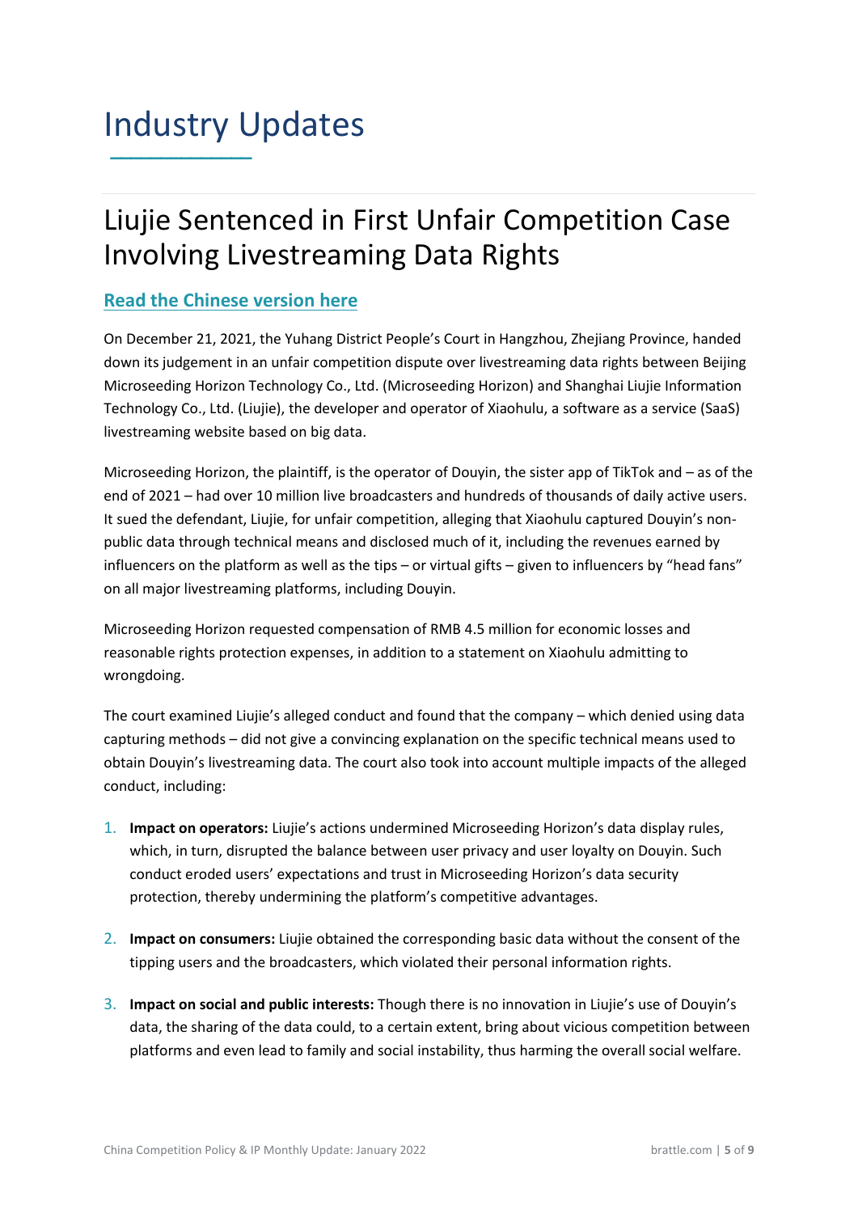# Industry Updates

## Liujie Sentenced in First Unfair Competition Case Involving Livestreaming Data Rights

**Read the Chinese version here**

On December 21, 2021, the Yuhang District People's Court in Hangzhou, Zhejiang Province, handed down its judgement in an unfair competition dispute over livestreaming data rights between Beijing Microseeding Horizon Technology Co., Ltd. (Microseeding Horizon) and Shanghai Liujie Information Technology Co., Ltd. (Liujie), the developer and operator of Xiaohulu, a software as a service (SaaS) livestreaming website based on big data.

Microseeding Horizon, the plaintiff, is the operator of Douyin, the sister app of TikTok and – as of the end of 2021 – had over 10 million live broadcasters and hundreds of thousands of daily active users. It sued the defendant, Liujie, for unfair competition, alleging that Xiaohulu captured Douyin's non-public data through technical means and disclosed much of it, including the revenues earned by influencers on the platform as well as the tips – or virtual gifts – given to influencers by "head fans" on all major livestreaming platforms, including Douyin.

Microseeding Horizon requested compensation of RMB 4.5 million for economic losses and reasonable rights protection expenses, in addition to a statement on Xiaohulu admitting to wrongdoing.

The court examined Liujie's alleged conduct and found that the company – which denied using data capturing methods – did not give a convincing explanation on the specific technical means used to obtain Douyin's livestreaming data. The court also took into account multiple impacts of the alleged conduct, including:

1. **Impact on operators:** Liujie's actions undermined Microseeding Horizon's data display rules, which, in turn, disrupted the balance between user privacy and user loyalty on Douyin. Such conduct eroded users' expectations and trust in Microseeding Horizon's data security protection, thereby undermining the platform's competitive advantages.
2. **Impact on consumers:** Liujie obtained the corresponding basic data without the consent of the tipping users and the broadcasters, which violated their personal information rights.
3. **Impact on social and public interests:** Though there is no innovation in Liujie's use of Douyin's data, the sharing of the data could, to a certain extent, bring about vicious competition between platforms and even lead to family and social instability, thus harming the overall social welfare.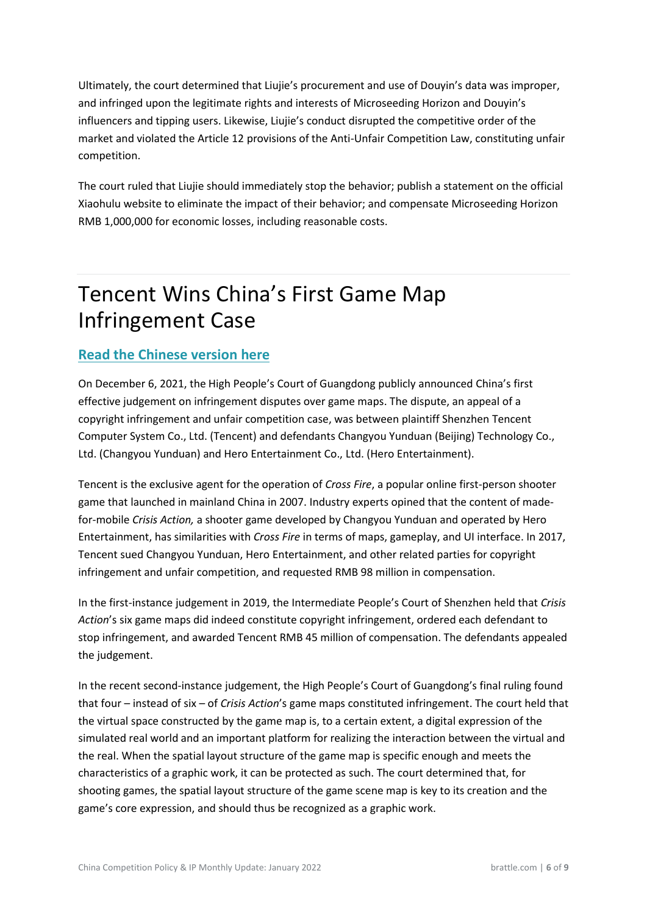Ultimately, the court determined that Liujie's procurement and use of Douyin's data was improper, and infringed upon the legitimate rights and interests of Microseeding Horizon and Douyin's influencers and tipping users. Likewise, Liujie's conduct disrupted the competitive order of the market and violated the Article 12 provisions of the Anti-Unfair Competition Law, constituting unfair competition.

The court ruled that Liujie should immediately stop the behavior; publish a statement on the official Xiaohulu website to eliminate the impact of their behavior; and compensate Microseeding Horizon RMB 1,000,000 for economic losses, including reasonable costs.

# Tencent Wins China's First Game Map Infringement Case

**Read the Chinese version here**

On December 6, 2021, the High People's Court of Guangdong publicly announced China's first effective judgement on infringement disputes over game maps. The dispute, an appeal of a copyright infringement and unfair competition case, was between plaintiff Shenzhen Tencent Computer System Co., Ltd. (Tencent) and defendants Changyou Yunduan (Beijing) Technology Co., Ltd. (Changyou Yunduan) and Hero Entertainment Co., Ltd. (Hero Entertainment).

Tencent is the exclusive agent for the operation of *Cross Fire*, a popular online first-person shooter game that launched in mainland China in 2007. Industry experts opined that the content of made-for-mobile *Crisis Action,* a shooter game developed by Changyou Yunduan and operated by Hero Entertainment, has similarities with *Cross Fire* in terms of maps, gameplay, and UI interface. In 2017, Tencent sued Changyou Yunduan, Hero Entertainment, and other related parties for copyright infringement and unfair competition, and requested RMB 98 million in compensation.

In the first-instance judgement in 2019, the Intermediate People's Court of Shenzhen held that *Crisis Action*'s six game maps did indeed constitute copyright infringement, ordered each defendant to stop infringement, and awarded Tencent RMB 45 million of compensation. The defendants appealed the judgement.

In the recent second-instance judgement, the High People's Court of Guangdong's final ruling found that four – instead of six – of *Crisis Action*'s game maps constituted infringement. The court held that the virtual space constructed by the game map is, to a certain extent, a digital expression of the simulated real world and an important platform for realizing the interaction between the virtual and the real. When the spatial layout structure of the game map is specific enough and meets the characteristics of a graphic work, it can be protected as such. The court determined that, for shooting games, the spatial layout structure of the game scene map is key to its creation and the game's core expression, and should thus be recognized as a graphic work.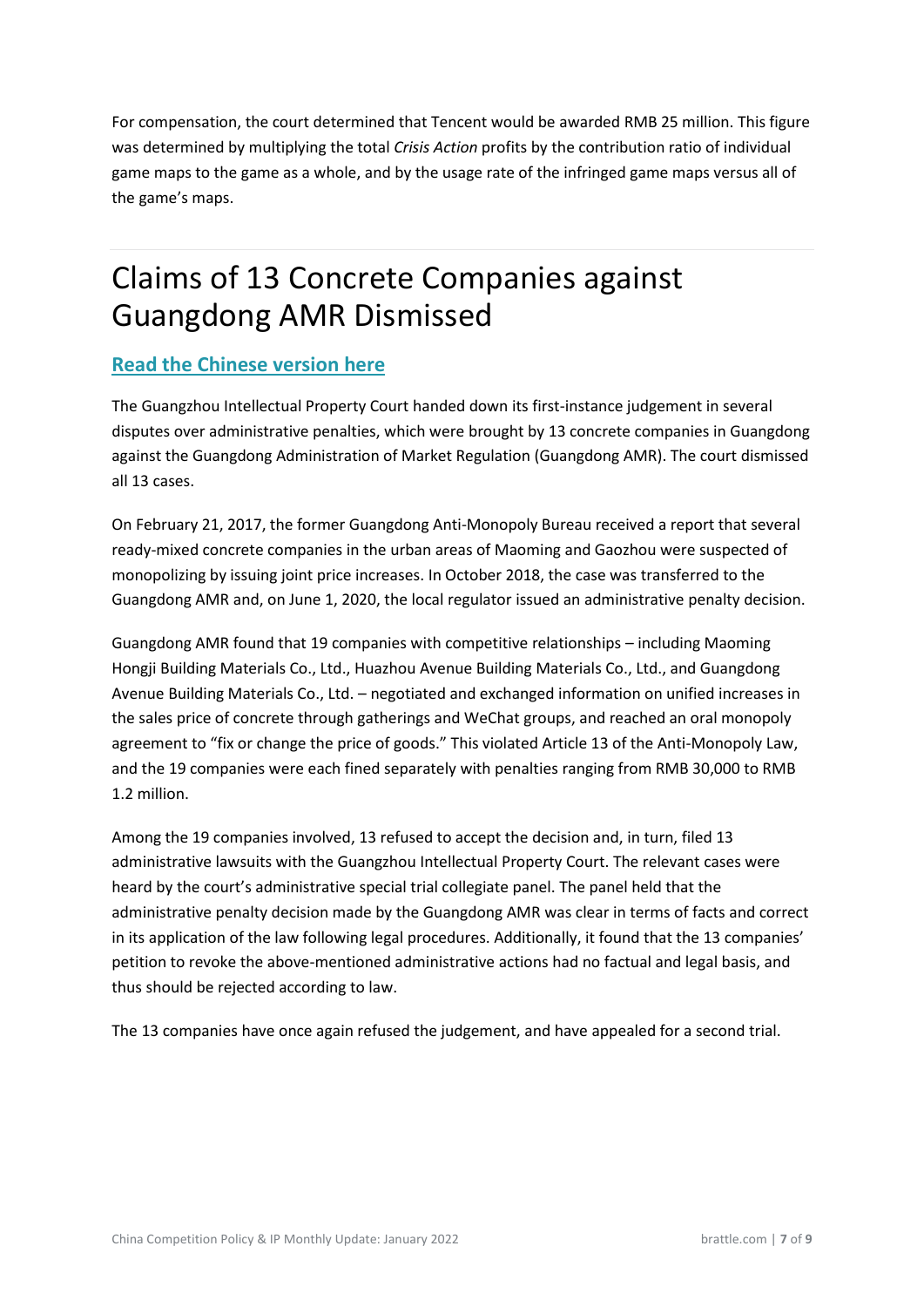For compensation, the court determined that Tencent would be awarded RMB 25 million. This figure was determined by multiplying the total *Crisis Action* profits by the contribution ratio of individual game maps to the game as a whole, and by the usage rate of the infringed game maps versus all of the game's maps.

# Claims of 13 Concrete Companies against Guangdong AMR Dismissed

**Read the Chinese version here**

The Guangzhou Intellectual Property Court handed down its first-instance judgement in several disputes over administrative penalties, which were brought by 13 concrete companies in Guangdong against the Guangdong Administration of Market Regulation (Guangdong AMR). The court dismissed all 13 cases.

On February 21, 2017, the former Guangdong Anti-Monopoly Bureau received a report that several ready-mixed concrete companies in the urban areas of Maoming and Gaozhou were suspected of monopolizing by issuing joint price increases. In October 2018, the case was transferred to the Guangdong AMR and, on June 1, 2020, the local regulator issued an administrative penalty decision.

Guangdong AMR found that 19 companies with competitive relationships – including Maoming Hongji Building Materials Co., Ltd., Huazhou Avenue Building Materials Co., Ltd., and Guangdong Avenue Building Materials Co., Ltd. – negotiated and exchanged information on unified increases in the sales price of concrete through gatherings and WeChat groups, and reached an oral monopoly agreement to "fix or change the price of goods." This violated Article 13 of the Anti-Monopoly Law, and the 19 companies were each fined separately with penalties ranging from RMB 30,000 to RMB 1.2 million.

Among the 19 companies involved, 13 refused to accept the decision and, in turn, filed 13 administrative lawsuits with the Guangzhou Intellectual Property Court. The relevant cases were heard by the court's administrative special trial collegiate panel. The panel held that the administrative penalty decision made by the Guangdong AMR was clear in terms of facts and correct in its application of the law following legal procedures. Additionally, it found that the 13 companies' petition to revoke the above-mentioned administrative actions had no factual and legal basis, and thus should be rejected according to law.

The 13 companies have once again refused the judgement, and have appealed for a second trial.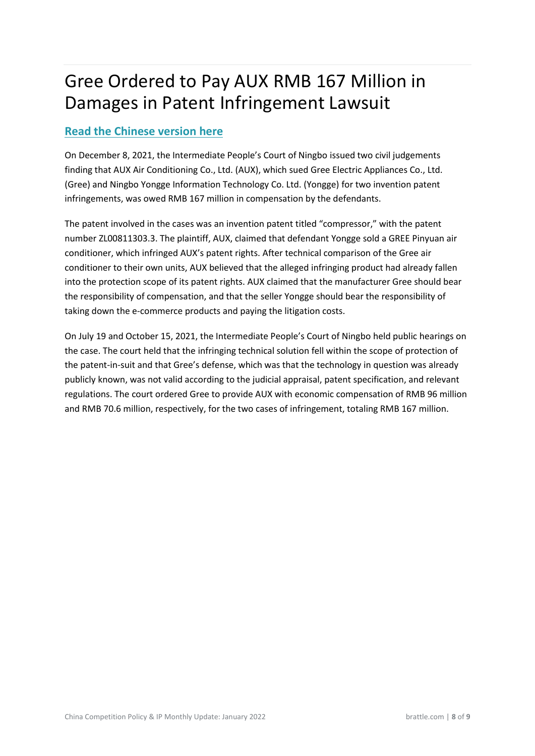# Gree Ordered to Pay AUX RMB 167 Million in Damages in Patent Infringement Lawsuit

**Read the Chinese version here**

On December 8, 2021, the Intermediate People's Court of Ningbo issued two civil judgements finding that AUX Air Conditioning Co., Ltd. (AUX), which sued Gree Electric Appliances Co., Ltd. (Gree) and Ningbo Yongge Information Technology Co. Ltd. (Yongge) for two invention patent infringements, was owed RMB 167 million in compensation by the defendants.

The patent involved in the cases was an invention patent titled "compressor," with the patent number ZL00811303.3. The plaintiff, AUX, claimed that defendant Yongge sold a GREE Pinyuan air conditioner, which infringed AUX's patent rights. After technical comparison of the Gree air conditioner to their own units, AUX believed that the alleged infringing product had already fallen into the protection scope of its patent rights. AUX claimed that the manufacturer Gree should bear the responsibility of compensation, and that the seller Yongge should bear the responsibility of taking down the e-commerce products and paying the litigation costs.

On July 19 and October 15, 2021, the Intermediate People's Court of Ningbo held public hearings on the case. The court held that the infringing technical solution fell within the scope of protection of the patent-in-suit and that Gree's defense, which was that the technology in question was already publicly known, was not valid according to the judicial appraisal, patent specification, and relevant regulations. The court ordered Gree to provide AUX with economic compensation of RMB 96 million and RMB 70.6 million, respectively, for the two cases of infringement, totaling RMB 167 million.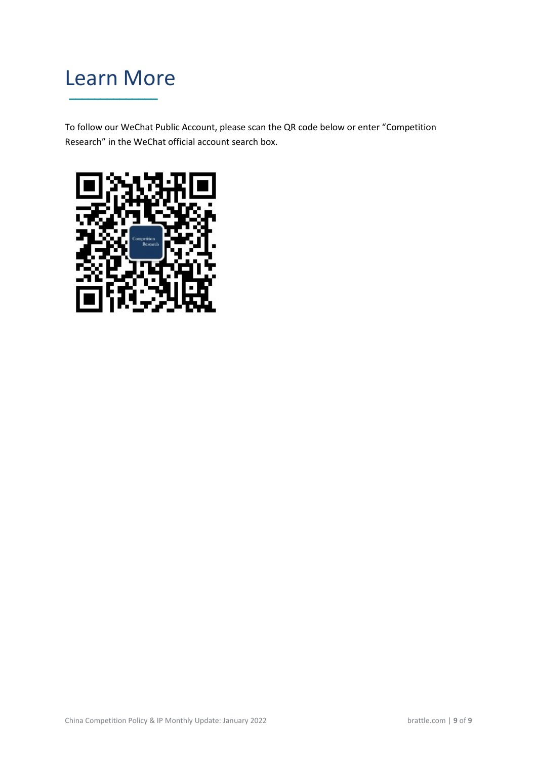# Learn More

To follow our WeChat Public Account, please scan the QR code below or enter "Competition Research" in the WeChat official account search box.